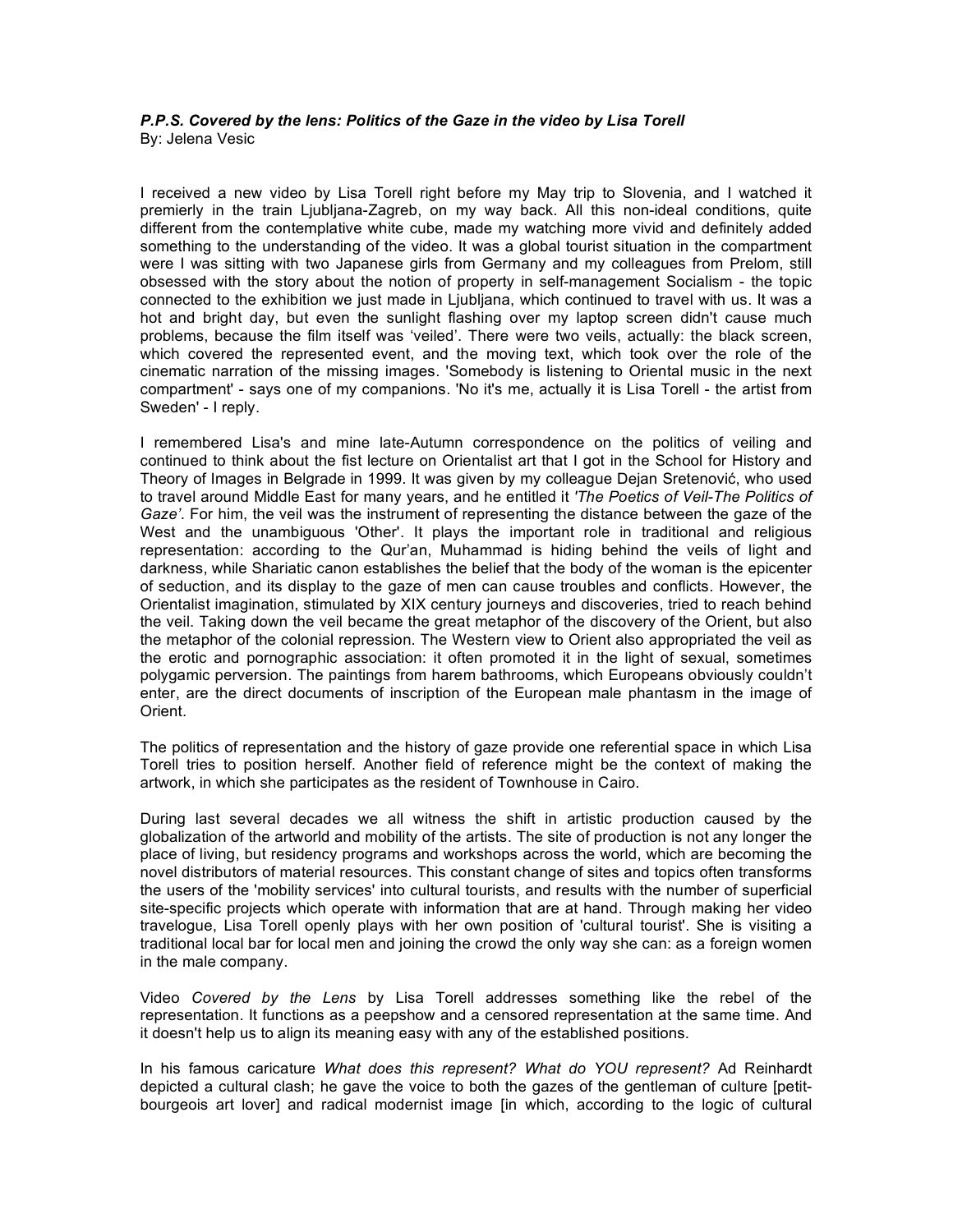***P.P.S. Covered by the lens: Politics of the Gaze in the video by Lisa Torell***
By: Jelena Vesic

I received a new video by Lisa Torell right before my May trip to Slovenia, and I watched it premierly in the train Ljubljana-Zagreb, on my way back. All this non-ideal conditions, quite different from the contemplative white cube, made my watching more vivid and definitely added something to the understanding of the video. It was a global tourist situation in the compartment were I was sitting with two Japanese girls from Germany and my colleagues from Prelom, still obsessed with the story about the notion of property in self-management Socialism - the topic connected to the exhibition we just made in Ljubljana, which continued to travel with us. It was a hot and bright day, but even the sunlight flashing over my laptop screen didn't cause much problems, because the film itself was 'veiled'. There were two veils, actually: the black screen, which covered the represented event, and the moving text, which took over the role of the cinematic narration of the missing images. 'Somebody is listening to Oriental music in the next compartment' - says one of my companions. 'No it's me, actually it is Lisa Torell - the artist from Sweden' - I reply.

I remembered Lisa's and mine late-Autumn correspondence on the politics of veiling and continued to think about the fist lecture on Orientalist art that I got in the School for History and Theory of Images in Belgrade in 1999. It was given by my colleague Dejan Sretenović, who used to travel around Middle East for many years, and he entitled it *'The Poetics of Veil-The Politics of Gaze'*. For him, the veil was the instrument of representing the distance between the gaze of the West and the unambiguous 'Other'. It plays the important role in traditional and religious representation: according to the Qur'an, Muhammad is hiding behind the veils of light and darkness, while Shariatic canon establishes the belief that the body of the woman is the epicenter of seduction, and its display to the gaze of men can cause troubles and conflicts. However, the Orientalist imagination, stimulated by XIX century journeys and discoveries, tried to reach behind the veil. Taking down the veil became the great metaphor of the discovery of the Orient, but also the metaphor of the colonial repression. The Western view to Orient also appropriated the veil as the erotic and pornographic association: it often promoted it in the light of sexual, sometimes polygamic perversion. The paintings from harem bathrooms, which Europeans obviously couldn't enter, are the direct documents of inscription of the European male phantasm in the image of Orient.

The politics of representation and the history of gaze provide one referential space in which Lisa Torell tries to position herself. Another field of reference might be the context of making the artwork, in which she participates as the resident of Townhouse in Cairo.

During last several decades we all witness the shift in artistic production caused by the globalization of the artworld and mobility of the artists. The site of production is not any longer the place of living, but residency programs and workshops across the world, which are becoming the novel distributors of material resources. This constant change of sites and topics often transforms the users of the 'mobility services' into cultural tourists, and results with the number of superficial site-specific projects which operate with information that are at hand. Through making her video travelogue, Lisa Torell openly plays with her own position of 'cultural tourist'. She is visiting a traditional local bar for local men and joining the crowd the only way she can: as a foreign women in the male company.

Video *Covered by the Lens* by Lisa Torell addresses something like the rebel of the representation. It functions as a peepshow and a censored representation at the same time. And it doesn't help us to align its meaning easy with any of the established positions.

In his famous caricature *What does this represent? What do YOU represent?* Ad Reinhardt depicted a cultural clash; he gave the voice to both the gazes of the gentleman of culture [petit-bourgeois art lover] and radical modernist image [in which, according to the logic of cultural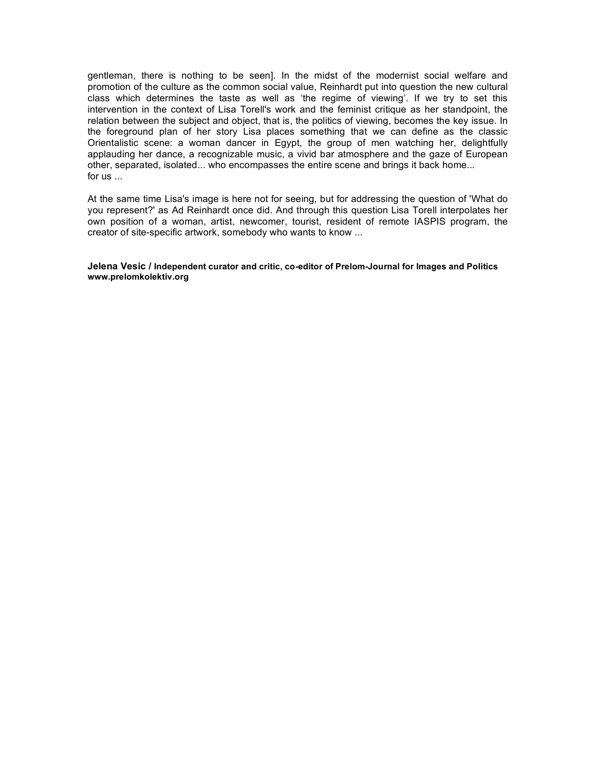gentleman, there is nothing to be seen]. In the midst of the modernist social welfare and promotion of the culture as the common social value, Reinhardt put into question the new cultural class which determines the taste as well as 'the regime of viewing'. If we try to set this intervention in the context of Lisa Torell's work and the feminist critique as her standpoint, the relation between the subject and object, that is, the politics of viewing, becomes the key issue. In the foreground plan of her story Lisa places something that we can define as the classic Orientalistic scene: a woman dancer in Egypt, the group of men watching her, delightfully applauding her dance, a recognizable music, a vivid bar atmosphere and the gaze of European other, separated, isolated... who encompasses the entire scene and brings it back home...
for us ...

At the same time Lisa's image is here not for seeing, but for addressing the question of 'What do you represent?' as Ad Reinhardt once did. And through this question Lisa Torell interpolates her own position of a woman, artist, newcomer, tourist, resident of remote IASPIS program, the creator of site-specific artwork, somebody who wants to know ...

**Jelena Vesic / Independent curator and critic, co-editor of Prelom-Journal for Images and Politics**
**www.prelomkolektiv.org**